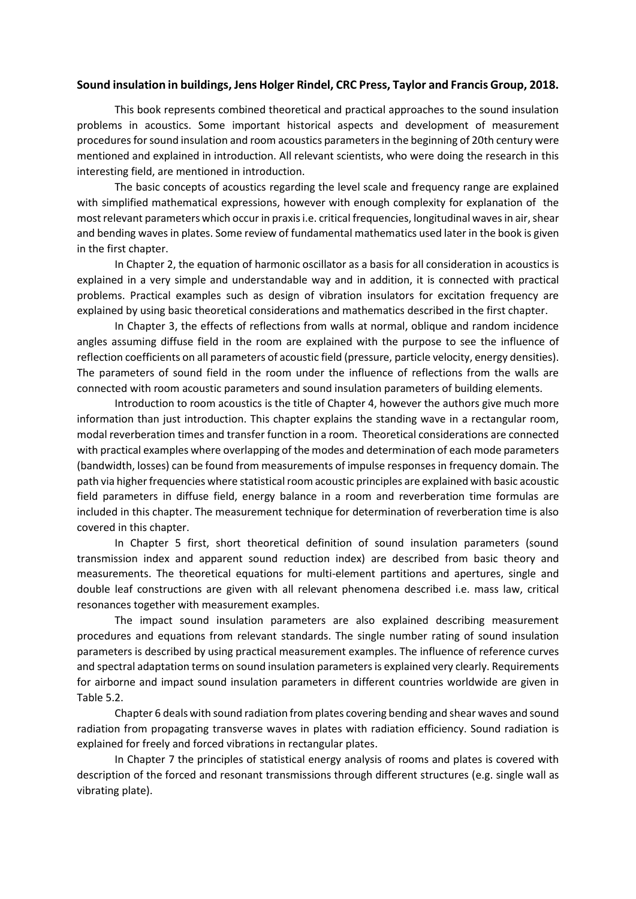**Sound insulation in buildings, Jens Holger Rindel, CRC Press, Taylor and Francis Group, 2018.**

This book represents combined theoretical and practical approaches to the sound insulation problems in acoustics. Some important historical aspects and development of measurement procedures for sound insulation and room acoustics parameters in the beginning of 20th century were mentioned and explained in introduction. All relevant scientists, who were doing the research in this interesting field, are mentioned in introduction.

The basic concepts of acoustics regarding the level scale and frequency range are explained with simplified mathematical expressions, however with enough complexity for explanation of the most relevant parameters which occur in praxis i.e. critical frequencies, longitudinal waves in air, shear and bending waves in plates. Some review of fundamental mathematics used later in the book is given in the first chapter.

In Chapter 2, the equation of harmonic oscillator as a basis for all consideration in acoustics is explained in a very simple and understandable way and in addition, it is connected with practical problems. Practical examples such as design of vibration insulators for excitation frequency are explained by using basic theoretical considerations and mathematics described in the first chapter.

In Chapter 3, the effects of reflections from walls at normal, oblique and random incidence angles assuming diffuse field in the room are explained with the purpose to see the influence of reflection coefficients on all parameters of acoustic field (pressure, particle velocity, energy densities). The parameters of sound field in the room under the influence of reflections from the walls are connected with room acoustic parameters and sound insulation parameters of building elements.

Introduction to room acoustics is the title of Chapter 4, however the authors give much more information than just introduction. This chapter explains the standing wave in a rectangular room, modal reverberation times and transfer function in a room. Theoretical considerations are connected with practical examples where overlapping of the modes and determination of each mode parameters (bandwidth, losses) can be found from measurements of impulse responses in frequency domain. The path via higher frequencies where statistical room acoustic principles are explained with basic acoustic field parameters in diffuse field, energy balance in a room and reverberation time formulas are included in this chapter. The measurement technique for determination of reverberation time is also covered in this chapter.

In Chapter 5 first, short theoretical definition of sound insulation parameters (sound transmission index and apparent sound reduction index) are described from basic theory and measurements. The theoretical equations for multi-element partitions and apertures, single and double leaf constructions are given with all relevant phenomena described i.e. mass law, critical resonances together with measurement examples.

The impact sound insulation parameters are also explained describing measurement procedures and equations from relevant standards. The single number rating of sound insulation parameters is described by using practical measurement examples. The influence of reference curves and spectral adaptation terms on sound insulation parameters is explained very clearly. Requirements for airborne and impact sound insulation parameters in different countries worldwide are given in Table 5.2.

Chapter 6 deals with sound radiation from plates covering bending and shear waves and sound radiation from propagating transverse waves in plates with radiation efficiency. Sound radiation is explained for freely and forced vibrations in rectangular plates.

In Chapter 7 the principles of statistical energy analysis of rooms and plates is covered with description of the forced and resonant transmissions through different structures (e.g. single wall as vibrating plate).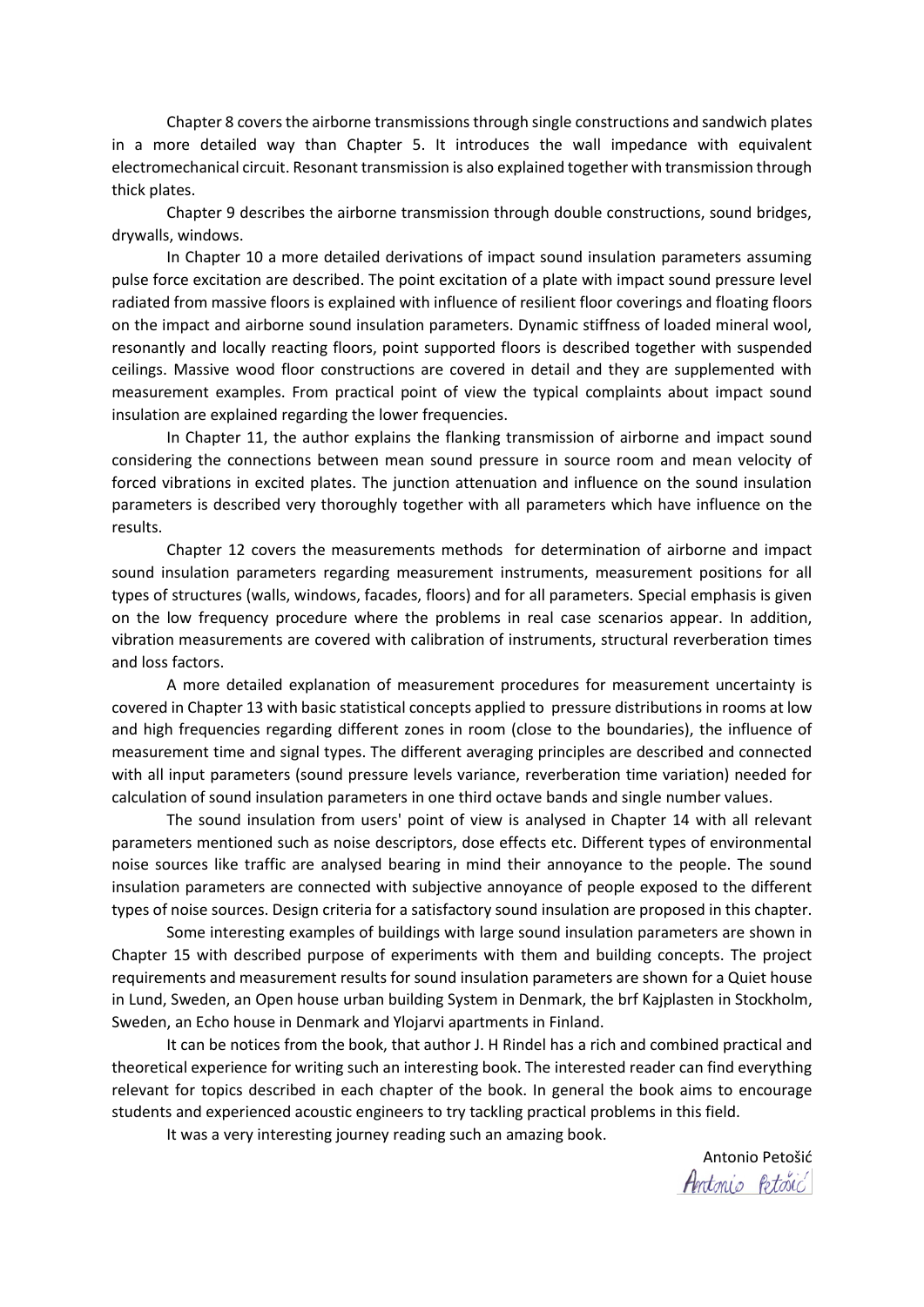Chapter 8 covers the airborne transmissions through single constructions and sandwich plates in a more detailed way than Chapter 5. It introduces the wall impedance with equivalent electromechanical circuit. Resonant transmission is also explained together with transmission through thick plates.

Chapter 9 describes the airborne transmission through double constructions, sound bridges, drywalls, windows.

In Chapter 10 a more detailed derivations of impact sound insulation parameters assuming pulse force excitation are described. The point excitation of a plate with impact sound pressure level radiated from massive floors is explained with influence of resilient floor coverings and floating floors on the impact and airborne sound insulation parameters. Dynamic stiffness of loaded mineral wool, resonantly and locally reacting floors, point supported floors is described together with suspended ceilings. Massive wood floor constructions are covered in detail and they are supplemented with measurement examples. From practical point of view the typical complaints about impact sound insulation are explained regarding the lower frequencies.

In Chapter 11, the author explains the flanking transmission of airborne and impact sound considering the connections between mean sound pressure in source room and mean velocity of forced vibrations in excited plates. The junction attenuation and influence on the sound insulation parameters is described very thoroughly together with all parameters which have influence on the results.

Chapter 12 covers the measurements methods for determination of airborne and impact sound insulation parameters regarding measurement instruments, measurement positions for all types of structures (walls, windows, facades, floors) and for all parameters. Special emphasis is given on the low frequency procedure where the problems in real case scenarios appear. In addition, vibration measurements are covered with calibration of instruments, structural reverberation times and loss factors.

A more detailed explanation of measurement procedures for measurement uncertainty is covered in Chapter 13 with basic statistical concepts applied to pressure distributions in rooms at low and high frequencies regarding different zones in room (close to the boundaries), the influence of measurement time and signal types. The different averaging principles are described and connected with all input parameters (sound pressure levels variance, reverberation time variation) needed for calculation of sound insulation parameters in one third octave bands and single number values.

The sound insulation from users' point of view is analysed in Chapter 14 with all relevant parameters mentioned such as noise descriptors, dose effects etc. Different types of environmental noise sources like traffic are analysed bearing in mind their annoyance to the people. The sound insulation parameters are connected with subjective annoyance of people exposed to the different types of noise sources. Design criteria for a satisfactory sound insulation are proposed in this chapter.

Some interesting examples of buildings with large sound insulation parameters are shown in Chapter 15 with described purpose of experiments with them and building concepts. The project requirements and measurement results for sound insulation parameters are shown for a Quiet house in Lund, Sweden, an Open house urban building System in Denmark, the brf Kajplasten in Stockholm, Sweden, an Echo house in Denmark and Ylojarvi apartments in Finland.

It can be notices from the book, that author J. H Rindel has a rich and combined practical and theoretical experience for writing such an interesting book. The interested reader can find everything relevant for topics described in each chapter of the book. In general the book aims to encourage students and experienced acoustic engineers to try tackling practical problems in this field.

It was a very interesting journey reading such an amazing book.

Antonio Petošić

Antonio Petošić